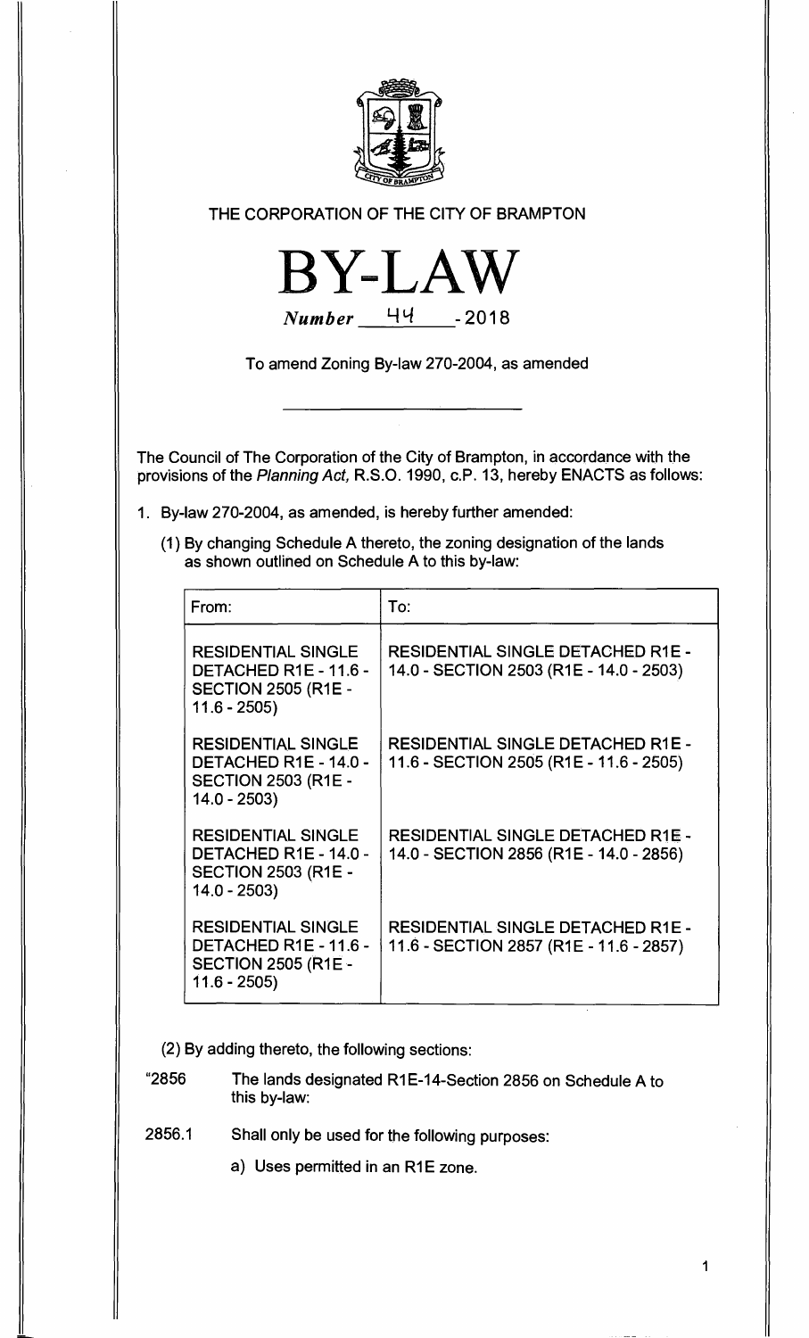THE CORPORATION OF THE CITY OF BRAMPTON

# BY-LAW

*Number* 44 - 2018

To amend Zoning By-law 270-2004, as amended

The Council of The Corporation of the City of Brampton, in accordance with the provisions of the *Planning Act,* R.S.O. 1990, c.P. 13, hereby ENACTS as follows:

1. By-law 270-2004, as amended, is hereby further amended:

   (1) By changing Schedule A thereto, the zoning designation of the lands as shown outlined on Schedule A to this by-law:

| From: | To: |
|---|---|
| RESIDENTIAL SINGLE DETACHED R1E - 11.6 - SECTION 2505 (R1E - 11.6 - 2505) | RESIDENTIAL SINGLE DETACHED R1E - 14.0 - SECTION 2503 (R1E - 14.0 - 2503) |
| RESIDENTIAL SINGLE DETACHED R1E - 14.0 - SECTION 2503 (R1E - 14.0 - 2503) | RESIDENTIAL SINGLE DETACHED R1E - 11.6 - SECTION 2505 (R1E - 11.6 - 2505) |
| RESIDENTIAL SINGLE DETACHED R1E - 14.0 - SECTION 2503 (R1E - 14.0 - 2503) | RESIDENTIAL SINGLE DETACHED R1E - 14.0 - SECTION 2856 (R1E - 14.0 - 2856) |
| RESIDENTIAL SINGLE DETACHED R1E - 11.6 - SECTION 2505 (R1E - 11.6 - 2505) | RESIDENTIAL SINGLE DETACHED R1E - 11.6 - SECTION 2857 (R1E - 11.6 - 2857) |

   (2) By adding thereto, the following sections:

"2856 The lands designated R1E-14-Section 2856 on Schedule A to this by-law:

2856.1 Shall only be used for the following purposes:

   a) Uses permitted in an R1E zone.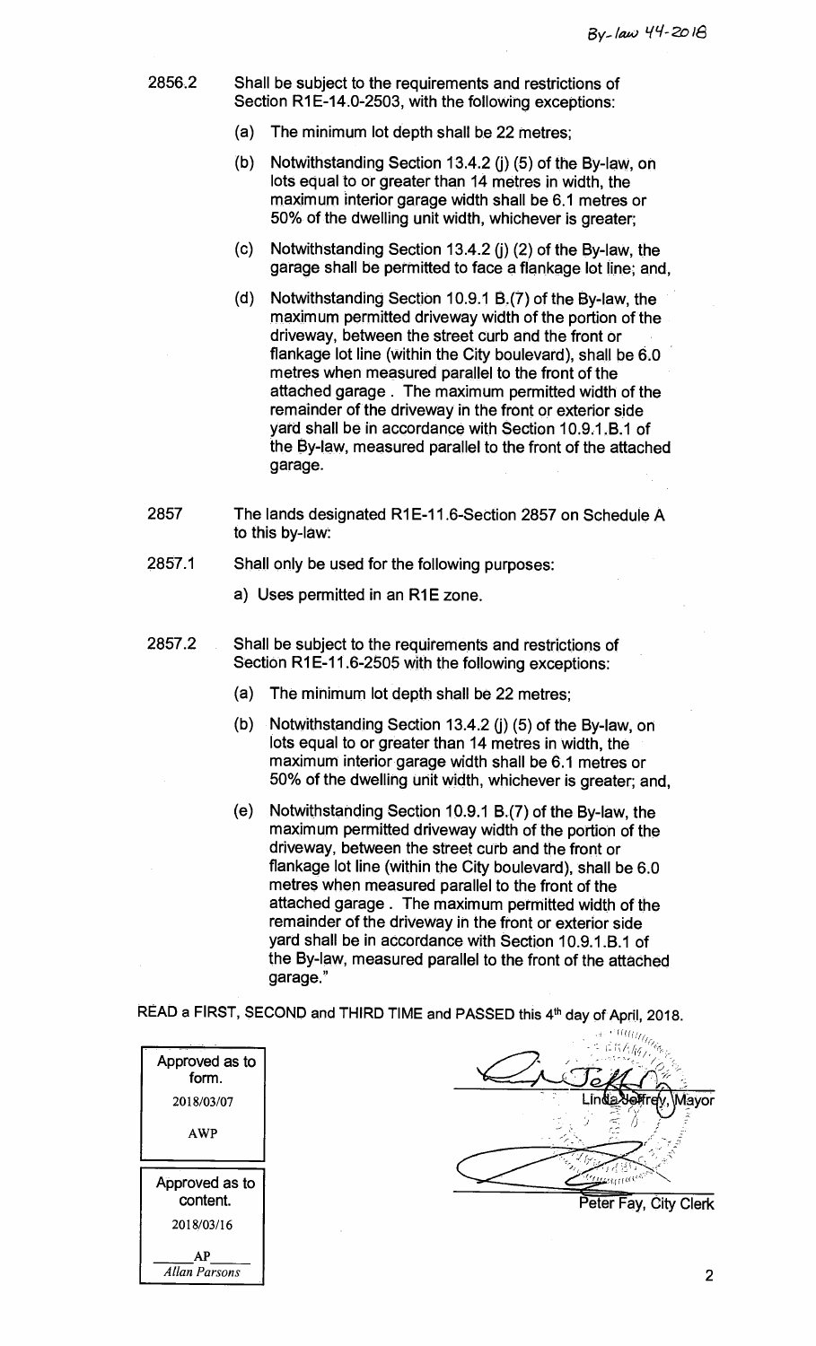By-law 44-2018

2856.2 Shall be subject to the requirements and restrictions of Section R1E-14.0-2503, with the following exceptions:

(a) The minimum lot depth shall be 22 metres;

(b) Notwithstanding Section 13.4.2 (j) (5) of the By-law, on lots equal to or greater than 14 metres in width, the maximum interior garage width shall be 6.1 metres or 50% of the dwelling unit width, whichever is greater;

(c) Notwithstanding Section 13.4.2 (j) (2) of the By-law, the garage shall be permitted to face a flankage lot line; and,

(d) Notwithstanding Section 10.9.1 B.(7) of the By-law, the maximum permitted driveway width of the portion of the driveway, between the street curb and the front or flankage lot line (within the City boulevard), shall be 6.0 metres when measured parallel to the front of the attached garage . The maximum permitted width of the remainder of the driveway in the front or exterior side yard shall be in accordance with Section 10.9.1.B.1 of the By-law, measured parallel to the front of the attached garage.

2857 The lands designated R1E-11.6-Section 2857 on Schedule A to this by-law:

2857.1 Shall only be used for the following purposes:

a) Uses permitted in an R1E zone.

2857.2 Shall be subject to the requirements and restrictions of Section R1E-11.6-2505 with the following exceptions:

(a) The minimum lot depth shall be 22 metres;

(b) Notwithstanding Section 13.4.2 (j) (5) of the By-law, on lots equal to or greater than 14 metres in width, the maximum interior garage width shall be 6.1 metres or 50% of the dwelling unit width, whichever is greater; and,

(e) Notwithstanding Section 10.9.1 B.(7) of the By-law, the maximum permitted driveway width of the portion of the driveway, between the street curb and the front or flankage lot line (within the City boulevard), shall be 6.0 metres when measured parallel to the front of the attached garage . The maximum permitted width of the remainder of the driveway in the front or exterior side yard shall be in accordance with Section 10.9.1.B.1 of the By-law, measured parallel to the front of the attached garage."

READ a FIRST, SECOND and THIRD TIME and PASSED this 4th day of April, 2018.

| Approved as to form. |
|---|
| 2018/03/07 |
| AWP |

| Approved as to content. |
|---|
| 2018/03/16 |
| AP |
| *Allan Parsons* |

Linda Jeffrey, Mayor

Peter Fay, City Clerk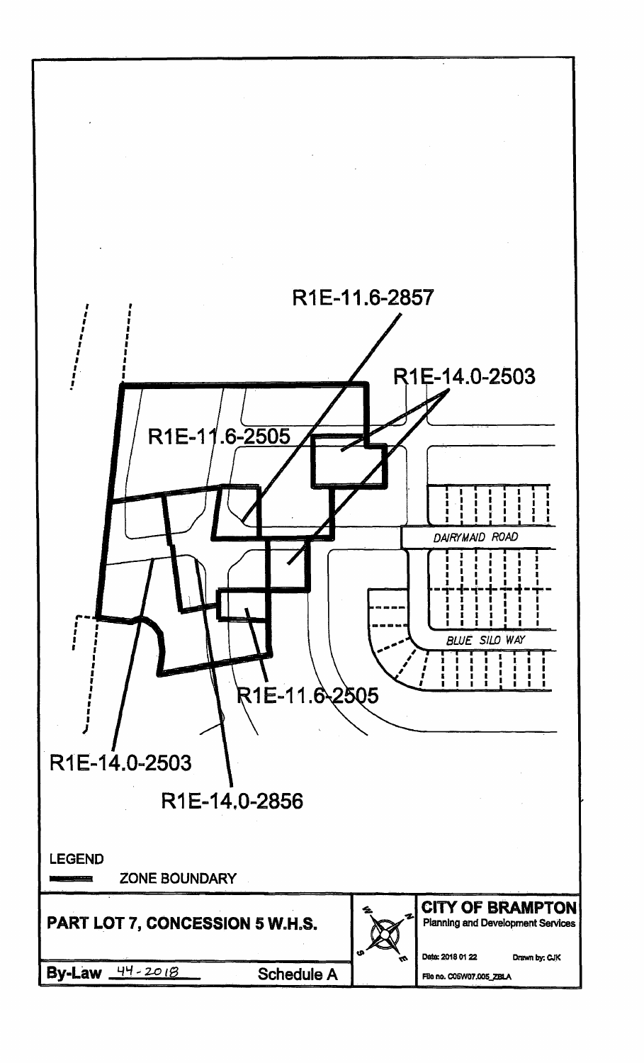R1E-11.6-2857

R1E-14.0-2503

R1E-11.6-2505

DAIRYMAID ROAD

BLUE SILO WAY

R1E-11.6-2505

R1E-14.0-2503

R1E-14.0-2856

LEGEND

ZONE BOUNDARY

**PART LOT 7, CONCESSION 5 W.H.S.**

**By-Law** 44-2018 **Schedule A**

**CITY OF BRAMPTON**
Planning and Development Services

Date: 2018 01 22 Drawn by: CJK

File no. C05W07.005_ZBLA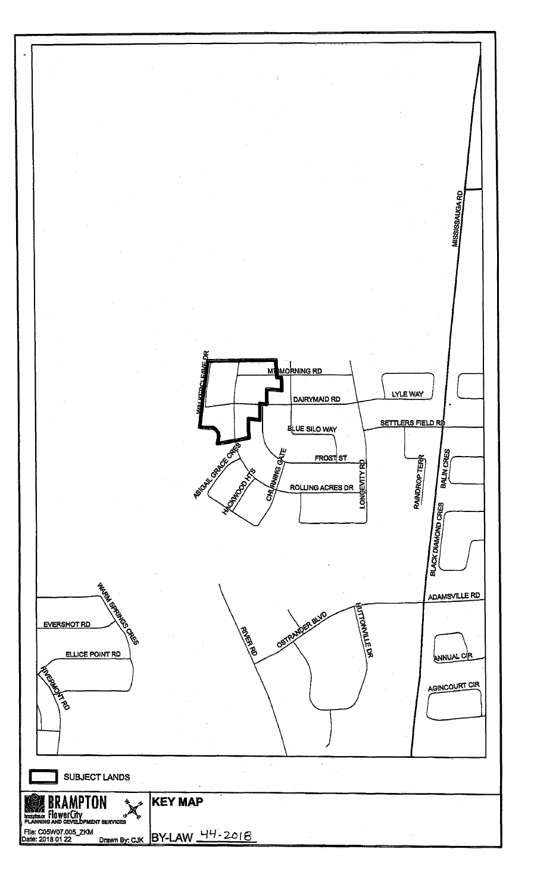WALKERS CLEAVE DR

MIDMORNING RD

DAIRYMAID RD

LYLE WAY

SETTLERS FIELD RD

BLUE SILO WAY

FROST ST

ABIGAIL GRACE CRES

CHURNING GATE

HACKWOOD HTS

ROLLING ACRES DR

LONGEVITY RD

RAINDROP TERR

MISSISSAUGA RD

BALIN CRES

BLACK DIAMOND CRES

WARM SPRINGS CRES

EVERSHOT RD

ELLICE POINT RD

RIVERMONT RD

RIVER RD

OSTRANDER BLVD

HUTTONVILLE DR

ADAMSVILLE RD

ANNUAL CIR

AGINCOURT CIR

SUBJECT LANDS

BRAMPTON FlowerCity
PLANNING AND DEVELOPMENT SERVICES

File: C05W07.005_ZKM
Date: 2018 01 22
Drawn By: CJK

**KEY MAP**

BY-LAW 44-2018